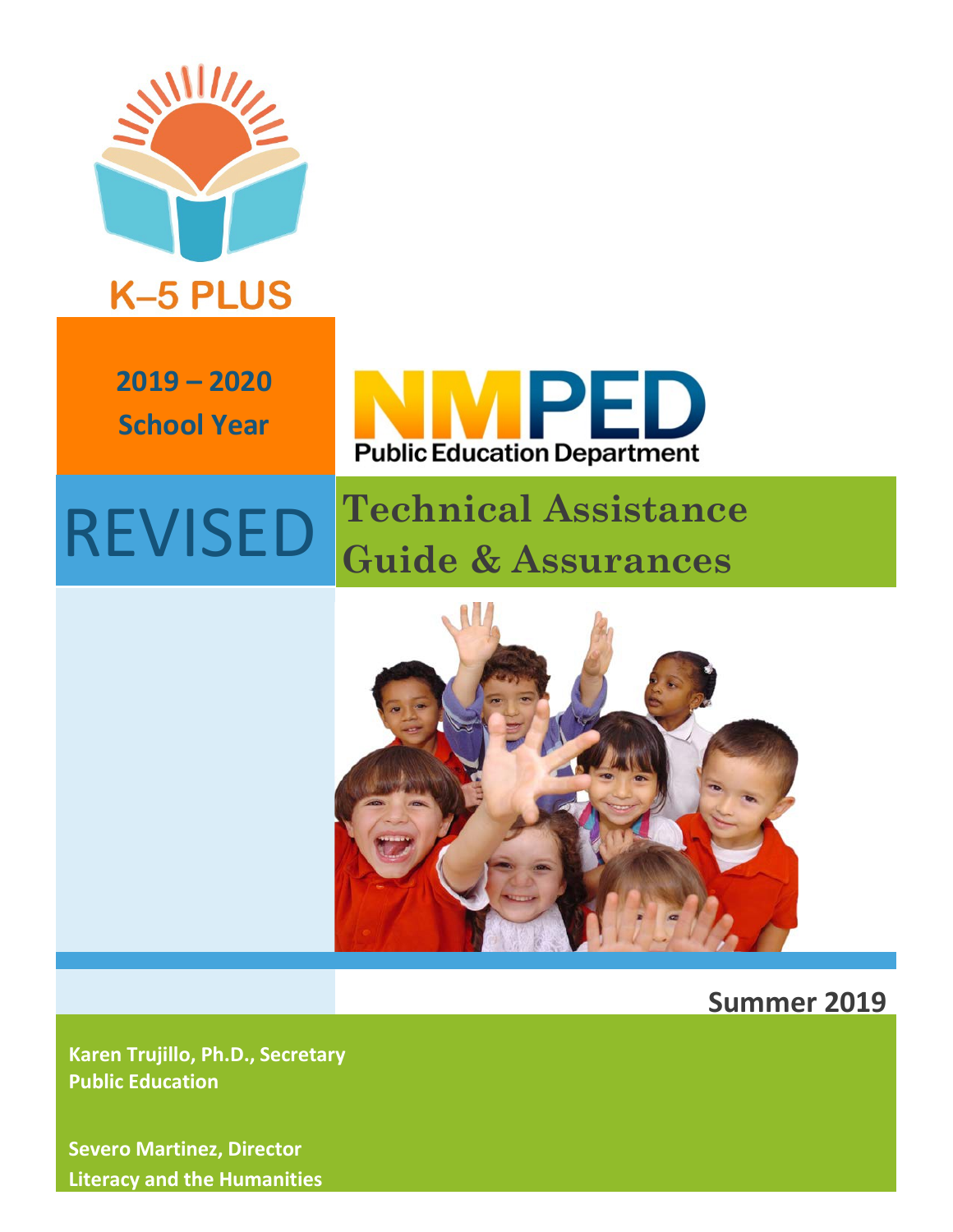K–5 PLUS

**2019 – 2020**
**School Year**

NMPED
Public Education Department

REVISED

# Technical Assistance Guide & Assurances

**Summer 2019**

**Karen Trujillo, Ph.D., Secretary**
**Public Education**

**Severo Martinez, Director**
**Literacy and the Humanities**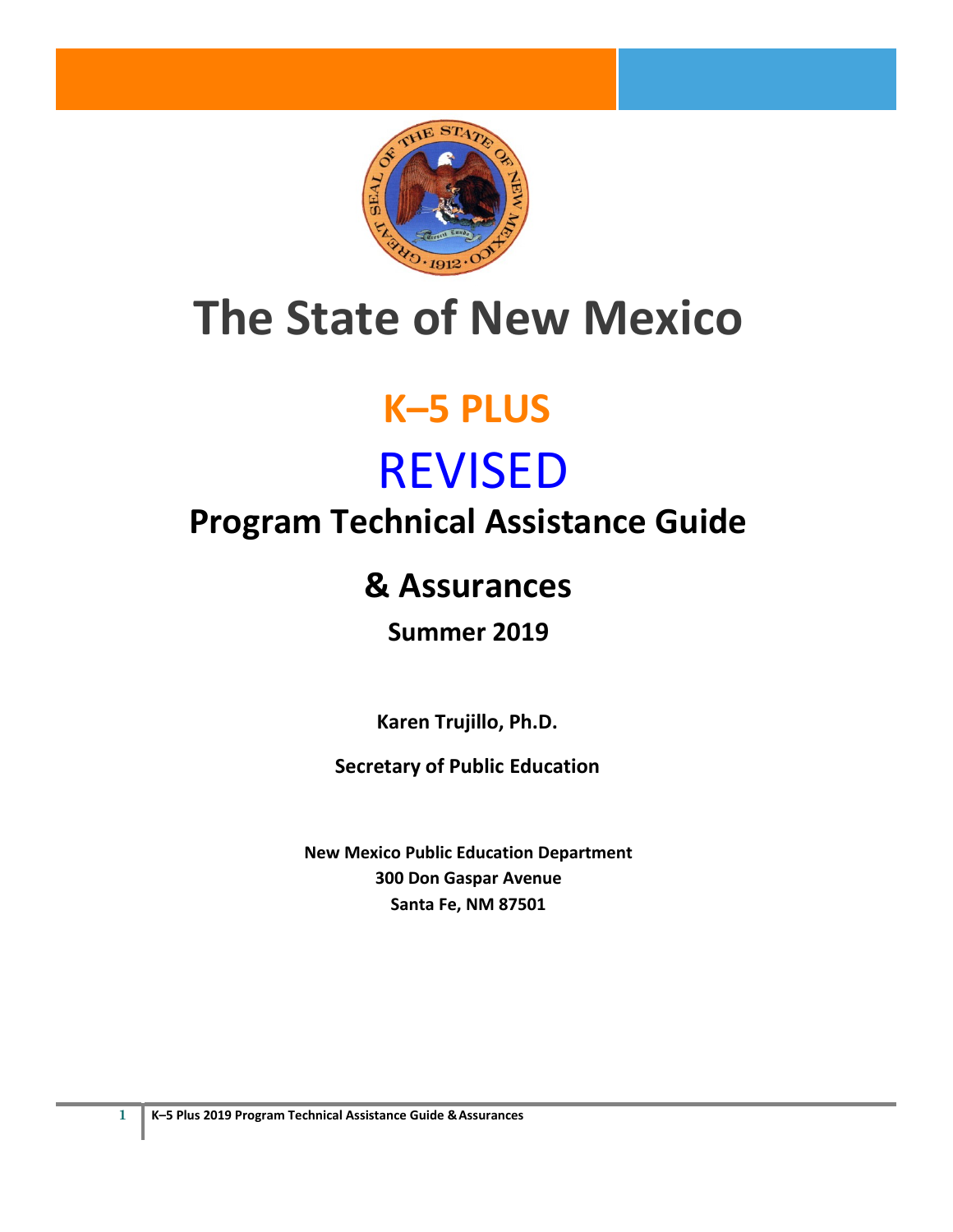# The State of New Mexico

## K–5 PLUS

## REVISED

## Program Technical Assistance Guide

## & Assurances

### Summer 2019

**Karen Trujillo, Ph.D.**

**Secretary of Public Education**

**New Mexico Public Education Department**
**300 Don Gaspar Avenue**
**Santa Fe, NM 87501**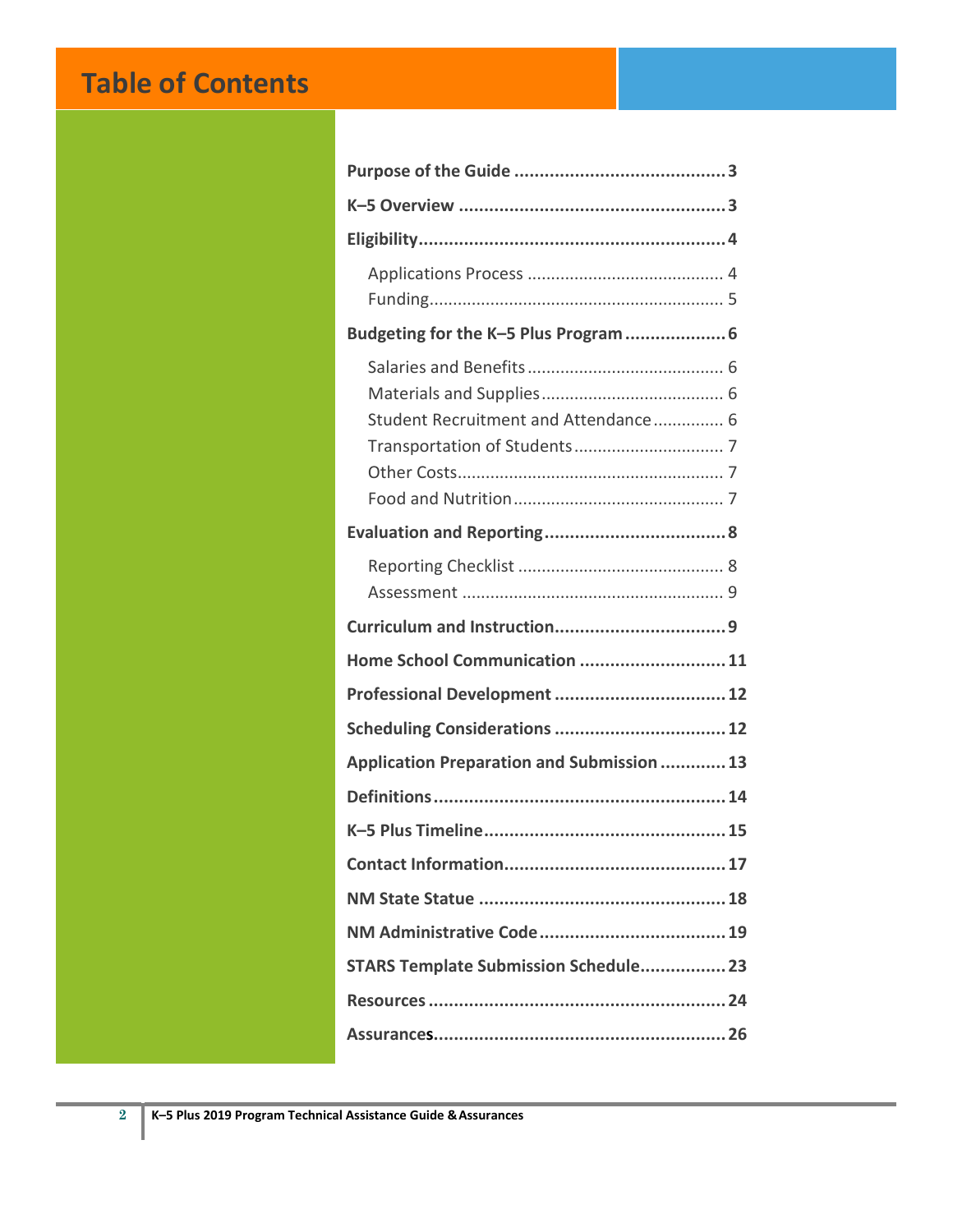# Table of Contents

**Purpose of the Guide** .......................................... **3**

**K–5 Overview** ..................................................... **3**

**Eligibility**............................................................. **4**

- Applications Process .......................................... 4
- Funding............................................................... 5

**Budgeting for the K–5 Plus Program** .................... **6**

- Salaries and Benefits .......................................... 6
- Materials and Supplies ....................................... 6
- Student Recruitment and Attendance ............... 6
- Transportation of Students ................................ 7
- Other Costs......................................................... 7
- Food and Nutrition ............................................. 7

**Evaluation and Reporting**.................................... **8**

- Reporting Checklist ............................................ 8
- Assessment ........................................................ 9

**Curriculum and Instruction**.................................. **9**

**Home School Communication** ............................ **11**

**Professional Development** ................................. **12**

**Scheduling Considerations** ................................. **12**

**Application Preparation and Submission** ............ **13**

**Definitions** ......................................................... **14**

**K–5 Plus Timeline**............................................... **15**

**Contact Information**........................................... **17**

**NM State Statue** ................................................. **18**

**NM Administrative Code**.................................... **19**

**STARS Template Submission Schedule**................ **23**

**Resources** .......................................................... **24**

**Assurances**.......................................................... **26**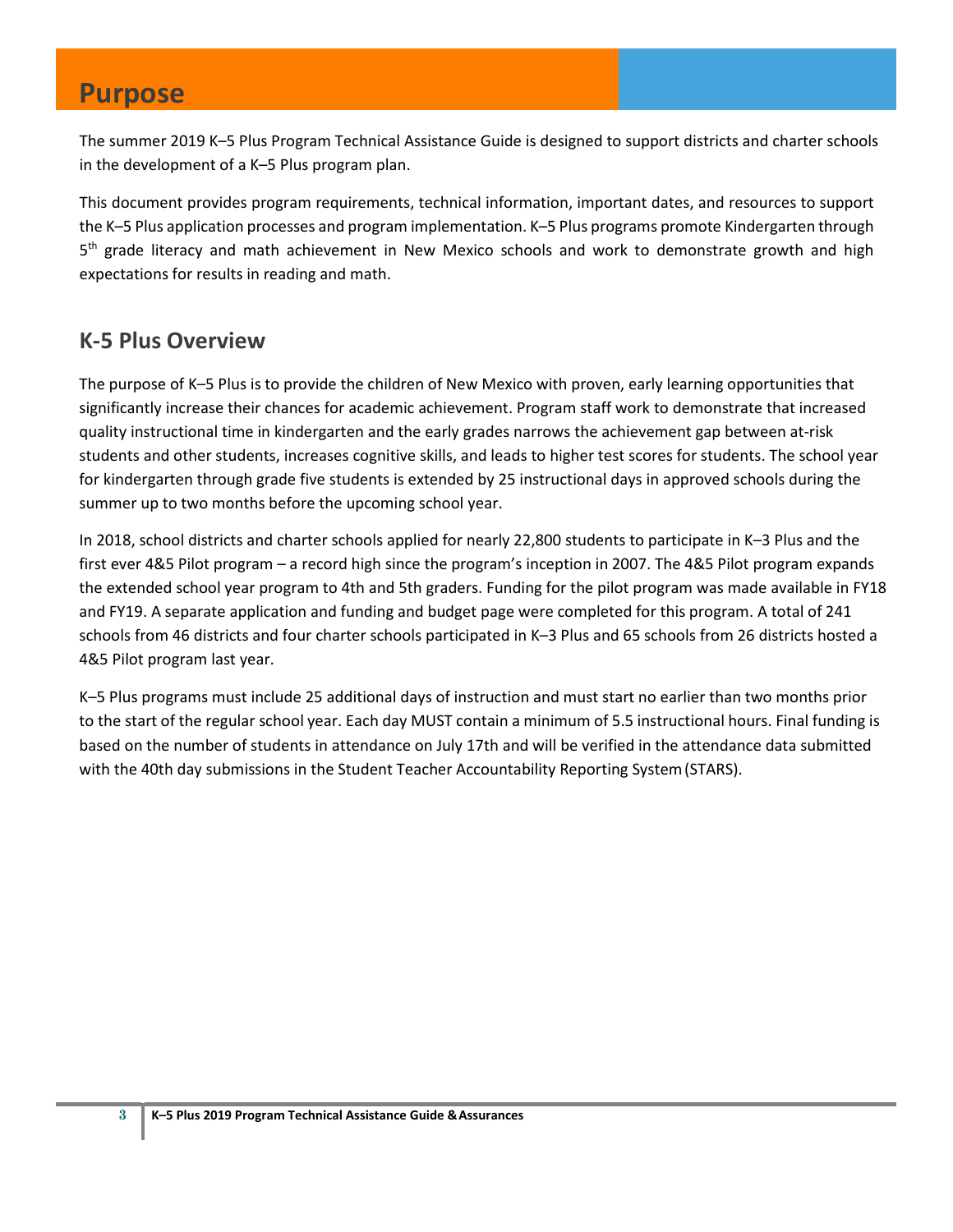# Purpose

The summer 2019 K–5 Plus Program Technical Assistance Guide is designed to support districts and charter schools in the development of a K–5 Plus program plan.

This document provides program requirements, technical information, important dates, and resources to support the K–5 Plus application processes and program implementation. K–5 Plus programs promote Kindergarten through 5th grade literacy and math achievement in New Mexico schools and work to demonstrate growth and high expectations for results in reading and math.

## K-5 Plus Overview

The purpose of K–5 Plus is to provide the children of New Mexico with proven, early learning opportunities that significantly increase their chances for academic achievement. Program staff work to demonstrate that increased quality instructional time in kindergarten and the early grades narrows the achievement gap between at-risk students and other students, increases cognitive skills, and leads to higher test scores for students. The school year for kindergarten through grade five students is extended by 25 instructional days in approved schools during the summer up to two months before the upcoming school year.

In 2018, school districts and charter schools applied for nearly 22,800 students to participate in K–3 Plus and the first ever 4&5 Pilot program – a record high since the program's inception in 2007. The 4&5 Pilot program expands the extended school year program to 4th and 5th graders. Funding for the pilot program was made available in FY18 and FY19. A separate application and funding and budget page were completed for this program. A total of 241 schools from 46 districts and four charter schools participated in K–3 Plus and 65 schools from 26 districts hosted a 4&5 Pilot program last year.

K–5 Plus programs must include 25 additional days of instruction and must start no earlier than two months prior to the start of the regular school year. Each day MUST contain a minimum of 5.5 instructional hours. Final funding is based on the number of students in attendance on July 17th and will be verified in the attendance data submitted with the 40th day submissions in the Student Teacher Accountability Reporting System (STARS).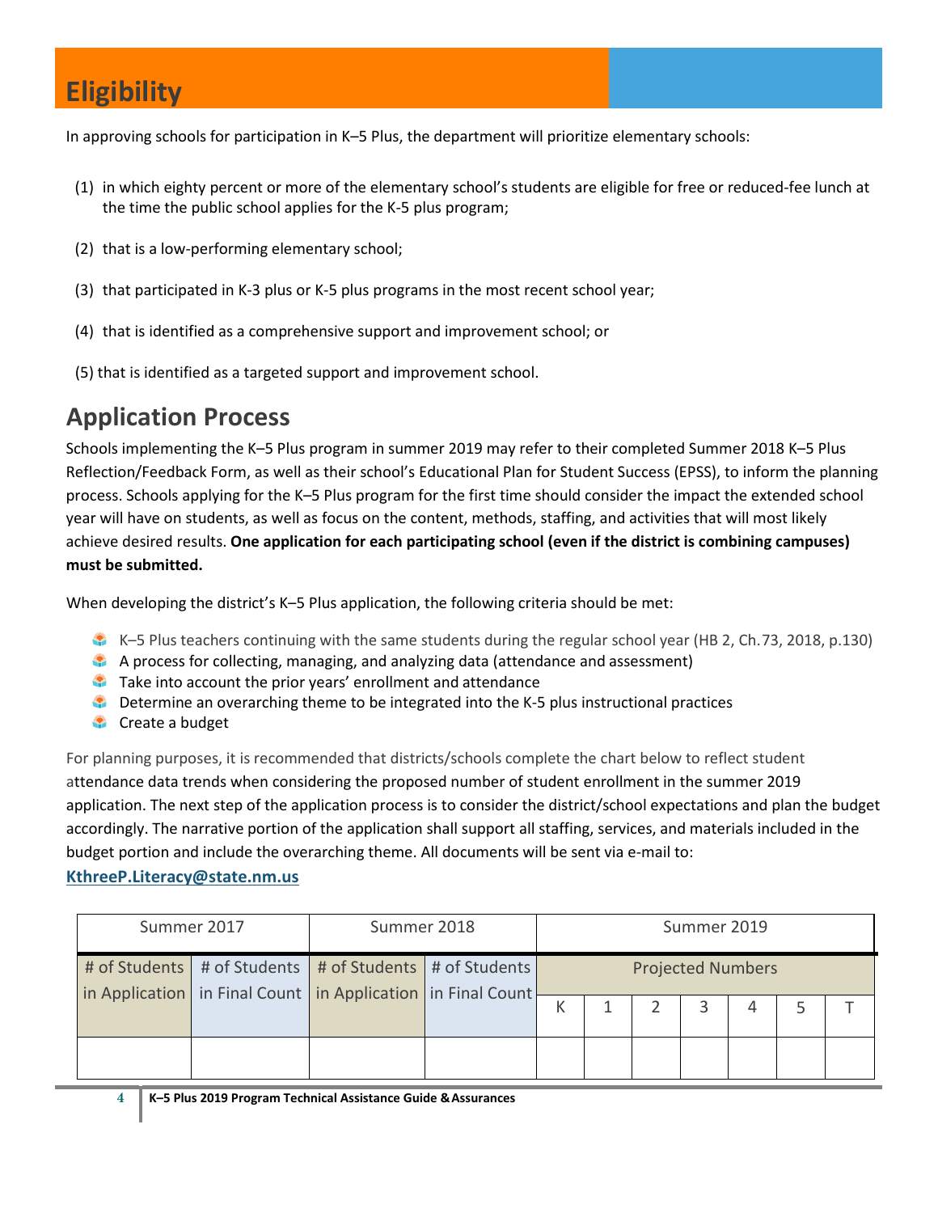# Eligibility

In approving schools for participation in K–5 Plus, the department will prioritize elementary schools:

(1) in which eighty percent or more of the elementary school's students are eligible for free or reduced-fee lunch at the time the public school applies for the K-5 plus program;

(2) that is a low-performing elementary school;

(3) that participated in K-3 plus or K-5 plus programs in the most recent school year;

(4) that is identified as a comprehensive support and improvement school; or

(5) that is identified as a targeted support and improvement school.

## Application Process

Schools implementing the K–5 Plus program in summer 2019 may refer to their completed Summer 2018 K–5 Plus Reflection/Feedback Form, as well as their school's Educational Plan for Student Success (EPSS), to inform the planning process. Schools applying for the K–5 Plus program for the first time should consider the impact the extended school year will have on students, as well as focus on the content, methods, staffing, and activities that will most likely achieve desired results. **One application for each participating school (even if the district is combining campuses) must be submitted.**

When developing the district's K–5 Plus application, the following criteria should be met:

- K–5 Plus teachers continuing with the same students during the regular school year (HB 2, Ch.73, 2018, p.130)
- A process for collecting, managing, and analyzing data (attendance and assessment)
- Take into account the prior years' enrollment and attendance
- Determine an overarching theme to be integrated into the K-5 plus instructional practices
- Create a budget

For planning purposes, it is recommended that districts/schools complete the chart below to reflect student attendance data trends when considering the proposed number of student enrollment in the summer 2019 application. The next step of the application process is to consider the district/school expectations and plan the budget accordingly. The narrative portion of the application shall support all staffing, services, and materials included in the budget portion and include the overarching theme. All documents will be sent via e-mail to: **KthreeP.Literacy@state.nm.us**

| Summer 2017 | | Summer 2018 | | Summer 2019 | | | | | | |
|---|---|---|---|---|---|---|---|---|---|---|
| # of Students in Application | # of Students in Final Count | # of Students in Application | # of Students in Final Count | Projected Numbers | | | | | | |
| | | | | K | 1 | 2 | 3 | 4 | 5 | T |
| | | | | | | | | | | |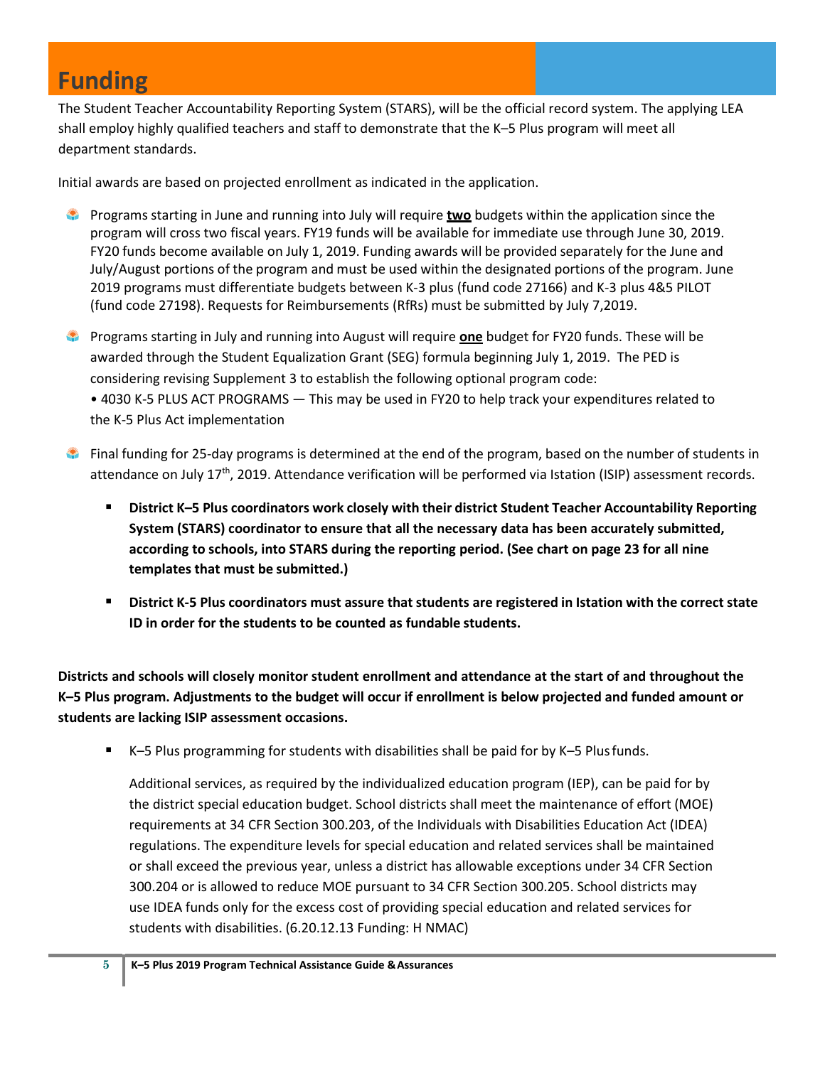# Funding

The Student Teacher Accountability Reporting System (STARS), will be the official record system. The applying LEA shall employ highly qualified teachers and staff to demonstrate that the K–5 Plus program will meet all department standards.

Initial awards are based on projected enrollment as indicated in the application.

- Programs starting in June and running into July will require **two** budgets within the application since the program will cross two fiscal years. FY19 funds will be available for immediate use through June 30, 2019. FY20 funds become available on July 1, 2019. Funding awards will be provided separately for the June and July/August portions of the program and must be used within the designated portions of the program. June 2019 programs must differentiate budgets between K-3 plus (fund code 27166) and K-3 plus 4&5 PILOT (fund code 27198). Requests for Reimbursements (RfRs) must be submitted by July 7,2019.
- Programs starting in July and running into August will require **one** budget for FY20 funds. These will be awarded through the Student Equalization Grant (SEG) formula beginning July 1, 2019. The PED is considering revising Supplement 3 to establish the following optional program code:
  • 4030 K-5 PLUS ACT PROGRAMS — This may be used in FY20 to help track your expenditures related to the K-5 Plus Act implementation
- Final funding for 25-day programs is determined at the end of the program, based on the number of students in attendance on July 17th, 2019. Attendance verification will be performed via Istation (ISIP) assessment records.
  - **District K–5 Plus coordinators work closely with their district Student Teacher Accountability Reporting System (STARS) coordinator to ensure that all the necessary data has been accurately submitted, according to schools, into STARS during the reporting period. (See chart on page 23 for all nine templates that must be submitted.)**
  - **District K-5 Plus coordinators must assure that students are registered in Istation with the correct state ID in order for the students to be counted as fundable students.**

**Districts and schools will closely monitor student enrollment and attendance at the start of and throughout the K–5 Plus program. Adjustments to the budget will occur if enrollment is below projected and funded amount or students are lacking ISIP assessment occasions.**

- K–5 Plus programming for students with disabilities shall be paid for by K–5 Plus funds.

  Additional services, as required by the individualized education program (IEP), can be paid for by the district special education budget. School districts shall meet the maintenance of effort (MOE) requirements at 34 CFR Section 300.203, of the Individuals with Disabilities Education Act (IDEA) regulations. The expenditure levels for special education and related services shall be maintained or shall exceed the previous year, unless a district has allowable exceptions under 34 CFR Section 300.204 or is allowed to reduce MOE pursuant to 34 CFR Section 300.205. School districts may use IDEA funds only for the excess cost of providing special education and related services for students with disabilities. (6.20.12.13 Funding: H NMAC)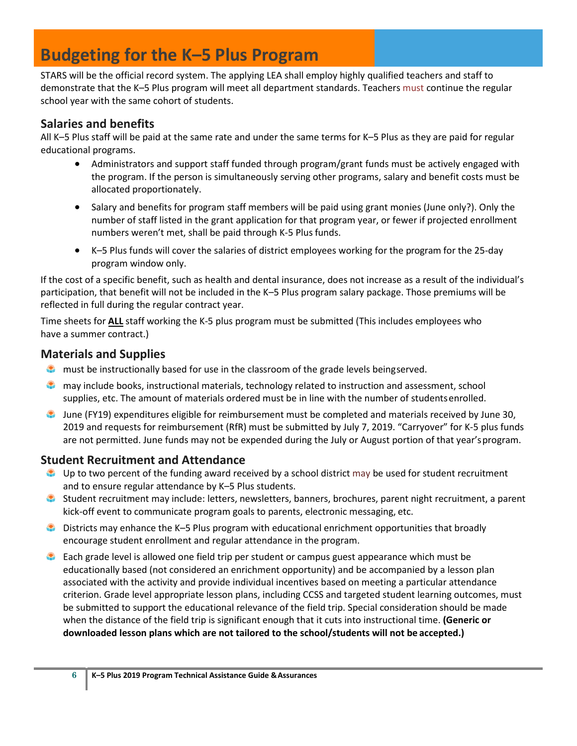# Budgeting for the K–5 Plus Program

STARS will be the official record system. The applying LEA shall employ highly qualified teachers and staff to demonstrate that the K–5 Plus program will meet all department standards. Teachers must continue the regular school year with the same cohort of students.

## Salaries and benefits

All K–5 Plus staff will be paid at the same rate and under the same terms for K–5 Plus as they are paid for regular educational programs.

- Administrators and support staff funded through program/grant funds must be actively engaged with the program. If the person is simultaneously serving other programs, salary and benefit costs must be allocated proportionately.
- Salary and benefits for program staff members will be paid using grant monies (June only?). Only the number of staff listed in the grant application for that program year, or fewer if projected enrollment numbers weren't met, shall be paid through K-5 Plus funds.
- K–5 Plus funds will cover the salaries of district employees working for the program for the 25-day program window only.

If the cost of a specific benefit, such as health and dental insurance, does not increase as a result of the individual's participation, that benefit will not be included in the K–5 Plus program salary package. Those premiums will be reflected in full during the regular contract year.

Time sheets for **ALL** staff working the K-5 plus program must be submitted (This includes employees who have a summer contract.)

## Materials and Supplies

- must be instructionally based for use in the classroom of the grade levels being served.
- may include books, instructional materials, technology related to instruction and assessment, school supplies, etc. The amount of materials ordered must be in line with the number of students enrolled.
- June (FY19) expenditures eligible for reimbursement must be completed and materials received by June 30, 2019 and requests for reimbursement (RfR) must be submitted by July 7, 2019. "Carryover" for K-5 plus funds are not permitted. June funds may not be expended during the July or August portion of that year's program.

## Student Recruitment and Attendance

- Up to two percent of the funding award received by a school district may be used for student recruitment and to ensure regular attendance by K–5 Plus students.
- Student recruitment may include: letters, newsletters, banners, brochures, parent night recruitment, a parent kick-off event to communicate program goals to parents, electronic messaging, etc.
- Districts may enhance the K–5 Plus program with educational enrichment opportunities that broadly encourage student enrollment and regular attendance in the program.
- Each grade level is allowed one field trip per student or campus guest appearance which must be educationally based (not considered an enrichment opportunity) and be accompanied by a lesson plan associated with the activity and provide individual incentives based on meeting a particular attendance criterion. Grade level appropriate lesson plans, including CCSS and targeted student learning outcomes, must be submitted to support the educational relevance of the field trip. Special consideration should be made when the distance of the field trip is significant enough that it cuts into instructional time. **(Generic or downloaded lesson plans which are not tailored to the school/students will not be accepted.)**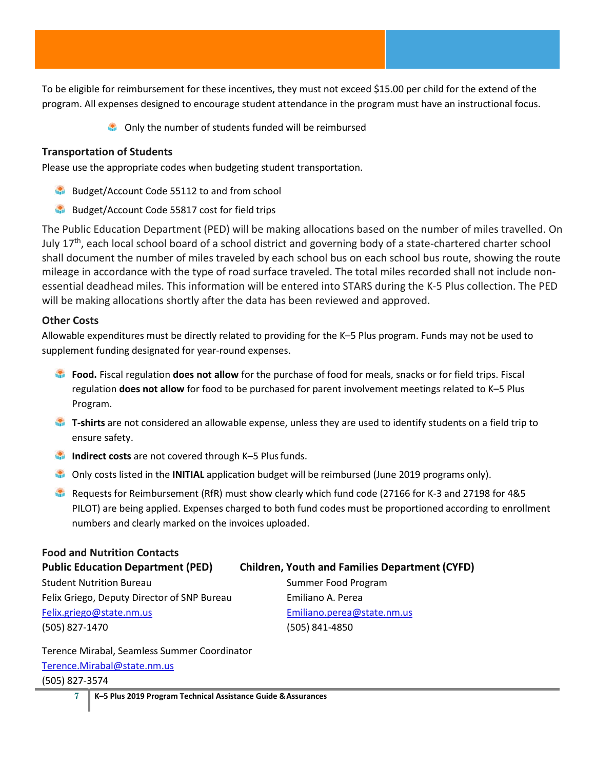To be eligible for reimbursement for these incentives, they must not exceed $15.00 per child for the extend of the program. All expenses designed to encourage student attendance in the program must have an instructional focus.

- Only the number of students funded will be reimbursed

**Transportation of Students**

Please use the appropriate codes when budgeting student transportation.

- Budget/Account Code 55112 to and from school
- Budget/Account Code 55817 cost for field trips

The Public Education Department (PED) will be making allocations based on the number of miles travelled. On July 17th, each local school board of a school district and governing body of a state-chartered charter school shall document the number of miles traveled by each school bus on each school bus route, showing the route mileage in accordance with the type of road surface traveled. The total miles recorded shall not include non-essential deadhead miles. This information will be entered into STARS during the K-5 Plus collection. The PED will be making allocations shortly after the data has been reviewed and approved.

**Other Costs**

Allowable expenditures must be directly related to providing for the K–5 Plus program. Funds may not be used to supplement funding designated for year-round expenses.

- **Food.** Fiscal regulation **does not allow** for the purchase of food for meals, snacks or for field trips. Fiscal regulation **does not allow** for food to be purchased for parent involvement meetings related to K–5 Plus Program.
- **T-shirts** are not considered an allowable expense, unless they are used to identify students on a field trip to ensure safety.
- **Indirect costs** are not covered through K–5 Plus funds.
- Only costs listed in the **INITIAL** application budget will be reimbursed (June 2019 programs only).
- Requests for Reimbursement (RfR) must show clearly which fund code (27166 for K-3 and 27198 for 4&5 PILOT) are being applied. Expenses charged to both fund codes must be proportioned according to enrollment numbers and clearly marked on the invoices uploaded.

**Food and Nutrition Contacts**

**Public Education Department (PED)**

Student Nutrition Bureau
Felix Griego, Deputy Director of SNP Bureau
Felix.griego@state.nm.us
(505) 827-1470

Terence Mirabal, Seamless Summer Coordinator
Terence.Mirabal@state.nm.us
(505) 827-3574

**Children, Youth and Families Department (CYFD)**

Summer Food Program
Emiliano A. Perea
Emiliano.perea@state.nm.us
(505) 841-4850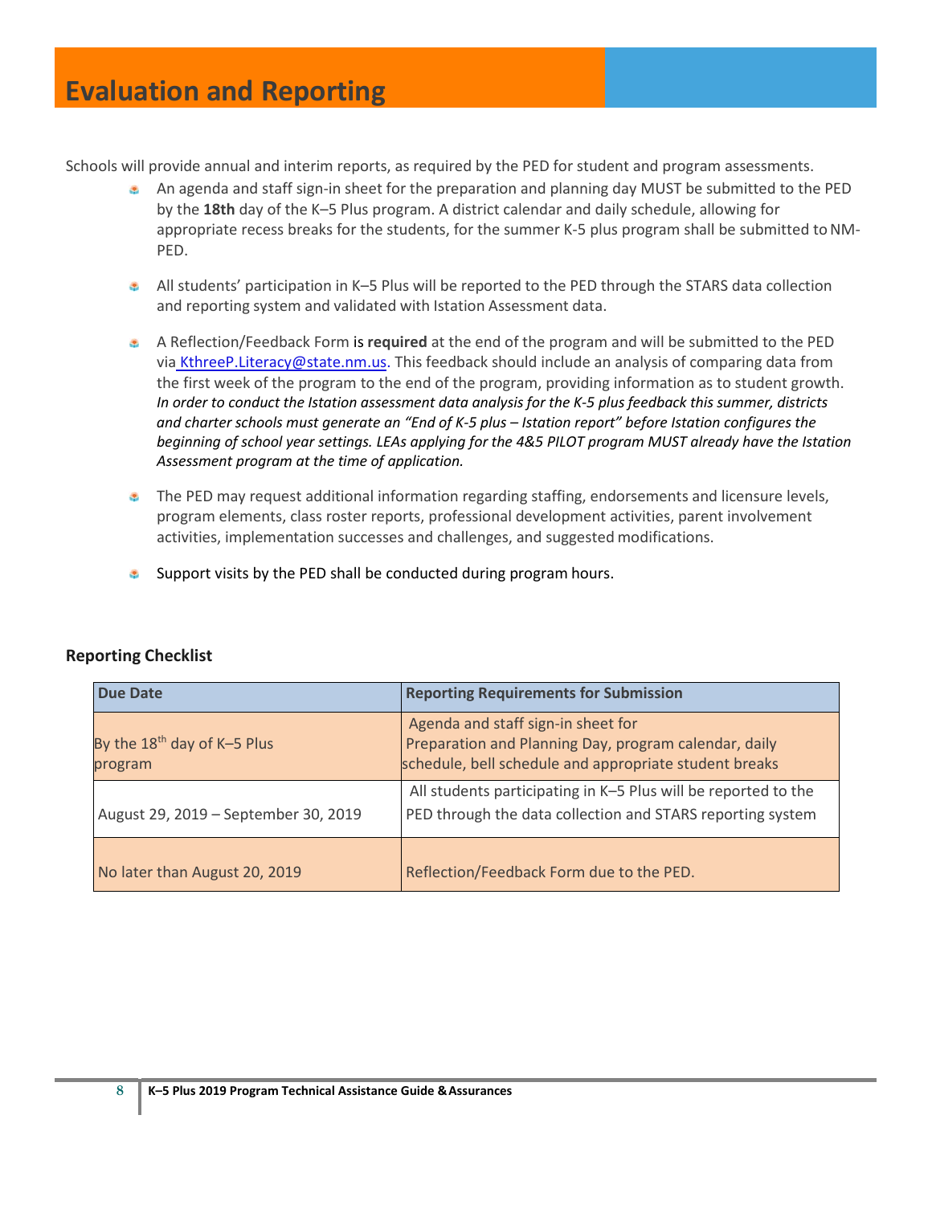# Evaluation and Reporting

Schools will provide annual and interim reports, as required by the PED for student and program assessments.

- An agenda and staff sign-in sheet for the preparation and planning day MUST be submitted to the PED by the **18th** day of the K–5 Plus program. A district calendar and daily schedule, allowing for appropriate recess breaks for the students, for the summer K-5 plus program shall be submitted to NM-PED.

- All students' participation in K–5 Plus will be reported to the PED through the STARS data collection and reporting system and validated with Istation Assessment data.

- A Reflection/Feedback Form is **required** at the end of the program and will be submitted to the PED via KthreeP.Literacy@state.nm.us. This feedback should include an analysis of comparing data from the first week of the program to the end of the program, providing information as to student growth. *In order to conduct the Istation assessment data analysis for the K-5 plus feedback this summer, districts and charter schools must generate an "End of K-5 plus – Istation report" before Istation configures the beginning of school year settings. LEAs applying for the 4&5 PILOT program MUST already have the Istation Assessment program at the time of application.*

- The PED may request additional information regarding staffing, endorsements and licensure levels, program elements, class roster reports, professional development activities, parent involvement activities, implementation successes and challenges, and suggested modifications.

- Support visits by the PED shall be conducted during program hours.

### Reporting Checklist

| Due Date | Reporting Requirements for Submission |
|---|---|
| By the 18th day of K–5 Plus program | Agenda and staff sign-in sheet for Preparation and Planning Day, program calendar, daily schedule, bell schedule and appropriate student breaks |
| August 29, 2019 – September 30, 2019 | All students participating in K–5 Plus will be reported to the PED through the data collection and STARS reporting system |
| No later than August 20, 2019 | Reflection/Feedback Form due to the PED. |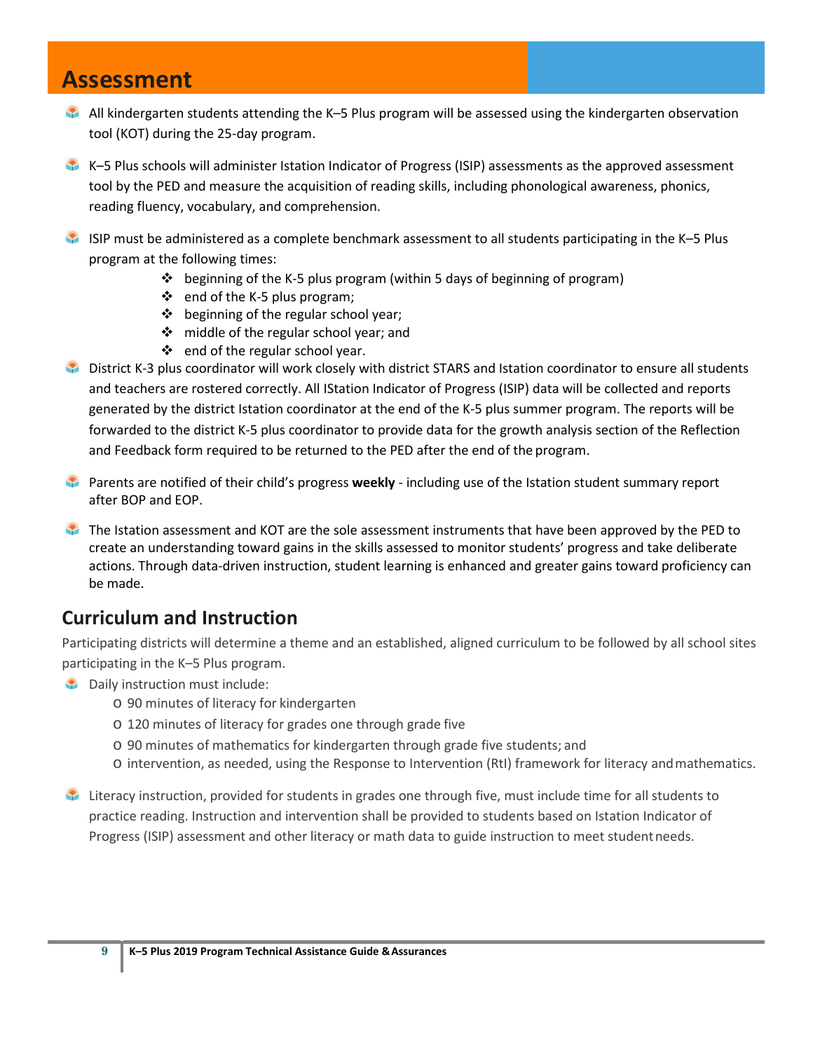# Assessment

- All kindergarten students attending the K–5 Plus program will be assessed using the kindergarten observation tool (KOT) during the 25-day program.
- K–5 Plus schools will administer Istation Indicator of Progress (ISIP) assessments as the approved assessment tool by the PED and measure the acquisition of reading skills, including phonological awareness, phonics, reading fluency, vocabulary, and comprehension.
- ISIP must be administered as a complete benchmark assessment to all students participating in the K–5 Plus program at the following times:
    - beginning of the K-5 plus program (within 5 days of beginning of program)
    - end of the K-5 plus program;
    - beginning of the regular school year;
    - middle of the regular school year; and
    - end of the regular school year.
- District K-3 plus coordinator will work closely with district STARS and Istation coordinator to ensure all students and teachers are rostered correctly. All IStation Indicator of Progress (ISIP) data will be collected and reports generated by the district Istation coordinator at the end of the K-5 plus summer program. The reports will be forwarded to the district K-5 plus coordinator to provide data for the growth analysis section of the Reflection and Feedback form required to be returned to the PED after the end of the program.
- Parents are notified of their child's progress **weekly** - including use of the Istation student summary report after BOP and EOP.
- The Istation assessment and KOT are the sole assessment instruments that have been approved by the PED to create an understanding toward gains in the skills assessed to monitor students' progress and take deliberate actions. Through data-driven instruction, student learning is enhanced and greater gains toward proficiency can be made.

## Curriculum and Instruction

Participating districts will determine a theme and an established, aligned curriculum to be followed by all school sites participating in the K–5 Plus program.

- Daily instruction must include:
    - 90 minutes of literacy for kindergarten
    - 120 minutes of literacy for grades one through grade five
    - 90 minutes of mathematics for kindergarten through grade five students; and
    - intervention, as needed, using the Response to Intervention (RtI) framework for literacy and mathematics.
- Literacy instruction, provided for students in grades one through five, must include time for all students to practice reading. Instruction and intervention shall be provided to students based on Istation Indicator of Progress (ISIP) assessment and other literacy or math data to guide instruction to meet student needs.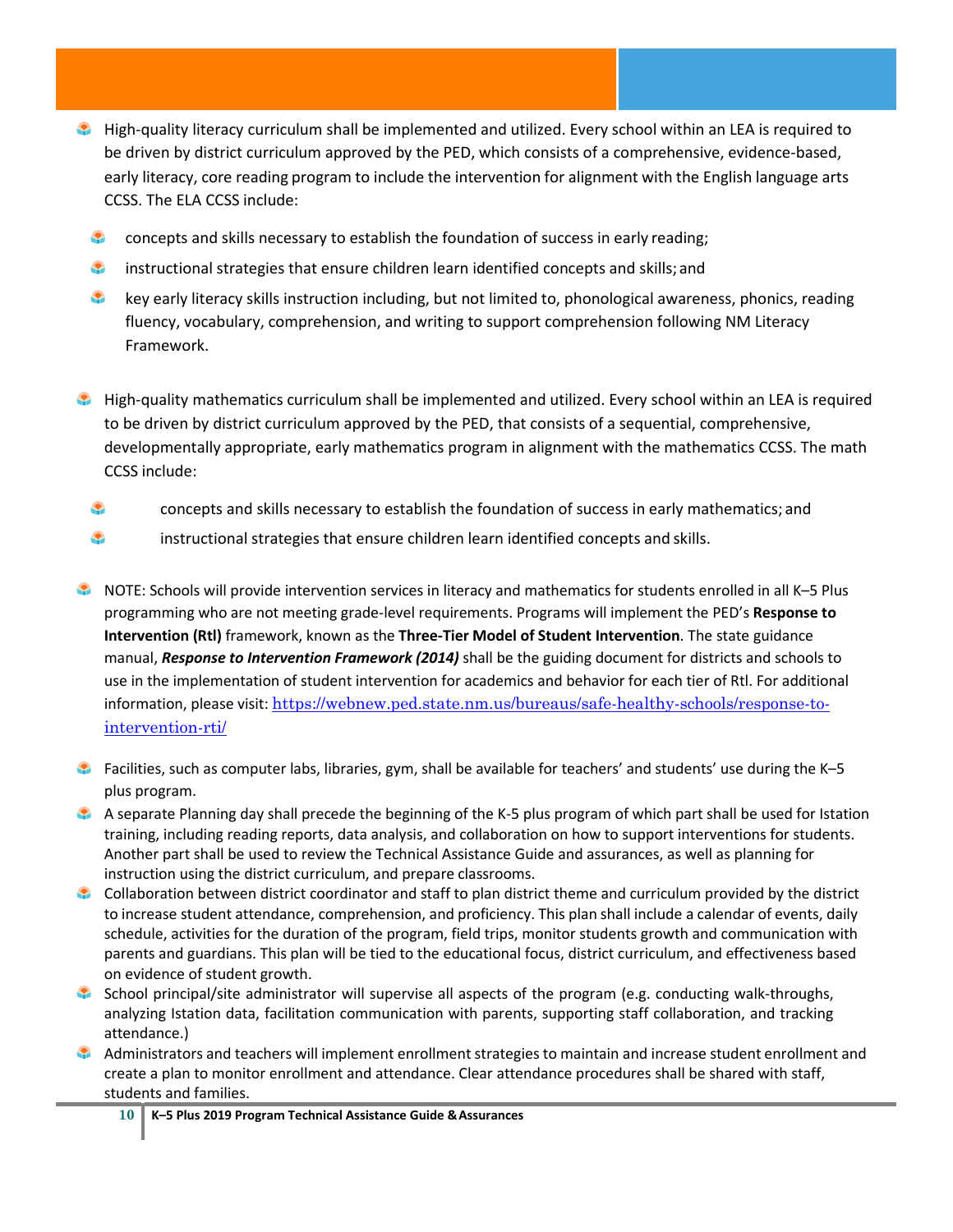- High-quality literacy curriculum shall be implemented and utilized. Every school within an LEA is required to be driven by district curriculum approved by the PED, which consists of a comprehensive, evidence-based, early literacy, core reading program to include the intervention for alignment with the English language arts CCSS. The ELA CCSS include:
  - concepts and skills necessary to establish the foundation of success in early reading;
  - instructional strategies that ensure children learn identified concepts and skills; and
  - key early literacy skills instruction including, but not limited to, phonological awareness, phonics, reading fluency, vocabulary, comprehension, and writing to support comprehension following NM Literacy Framework.

- High-quality mathematics curriculum shall be implemented and utilized. Every school within an LEA is required to be driven by district curriculum approved by the PED, that consists of a sequential, comprehensive, developmentally appropriate, early mathematics program in alignment with the mathematics CCSS. The math CCSS include:
  - concepts and skills necessary to establish the foundation of success in early mathematics; and
  - instructional strategies that ensure children learn identified concepts and skills.

- NOTE: Schools will provide intervention services in literacy and mathematics for students enrolled in all K–5 Plus programming who are not meeting grade-level requirements. Programs will implement the PED's **Response to Intervention (RtI)** framework, known as the **Three-Tier Model of Student Intervention**. The state guidance manual, ***Response to Intervention Framework (2014)*** shall be the guiding document for districts and schools to use in the implementation of student intervention for academics and behavior for each tier of RtI. For additional information, please visit: https://webnew.ped.state.nm.us/bureaus/safe-healthy-schools/response-to-intervention-rti/

- Facilities, such as computer labs, libraries, gym, shall be available for teachers' and students' use during the K–5 plus program.
- A separate Planning day shall precede the beginning of the K-5 plus program of which part shall be used for Istation training, including reading reports, data analysis, and collaboration on how to support interventions for students. Another part shall be used to review the Technical Assistance Guide and assurances, as well as planning for instruction using the district curriculum, and prepare classrooms.
- Collaboration between district coordinator and staff to plan district theme and curriculum provided by the district to increase student attendance, comprehension, and proficiency. This plan shall include a calendar of events, daily schedule, activities for the duration of the program, field trips, monitor students growth and communication with parents and guardians. This plan will be tied to the educational focus, district curriculum, and effectiveness based on evidence of student growth.
- School principal/site administrator will supervise all aspects of the program (e.g. conducting walk-throughs, analyzing Istation data, facilitation communication with parents, supporting staff collaboration, and tracking attendance.)
- Administrators and teachers will implement enrollment strategies to maintain and increase student enrollment and create a plan to monitor enrollment and attendance. Clear attendance procedures shall be shared with staff, students and families.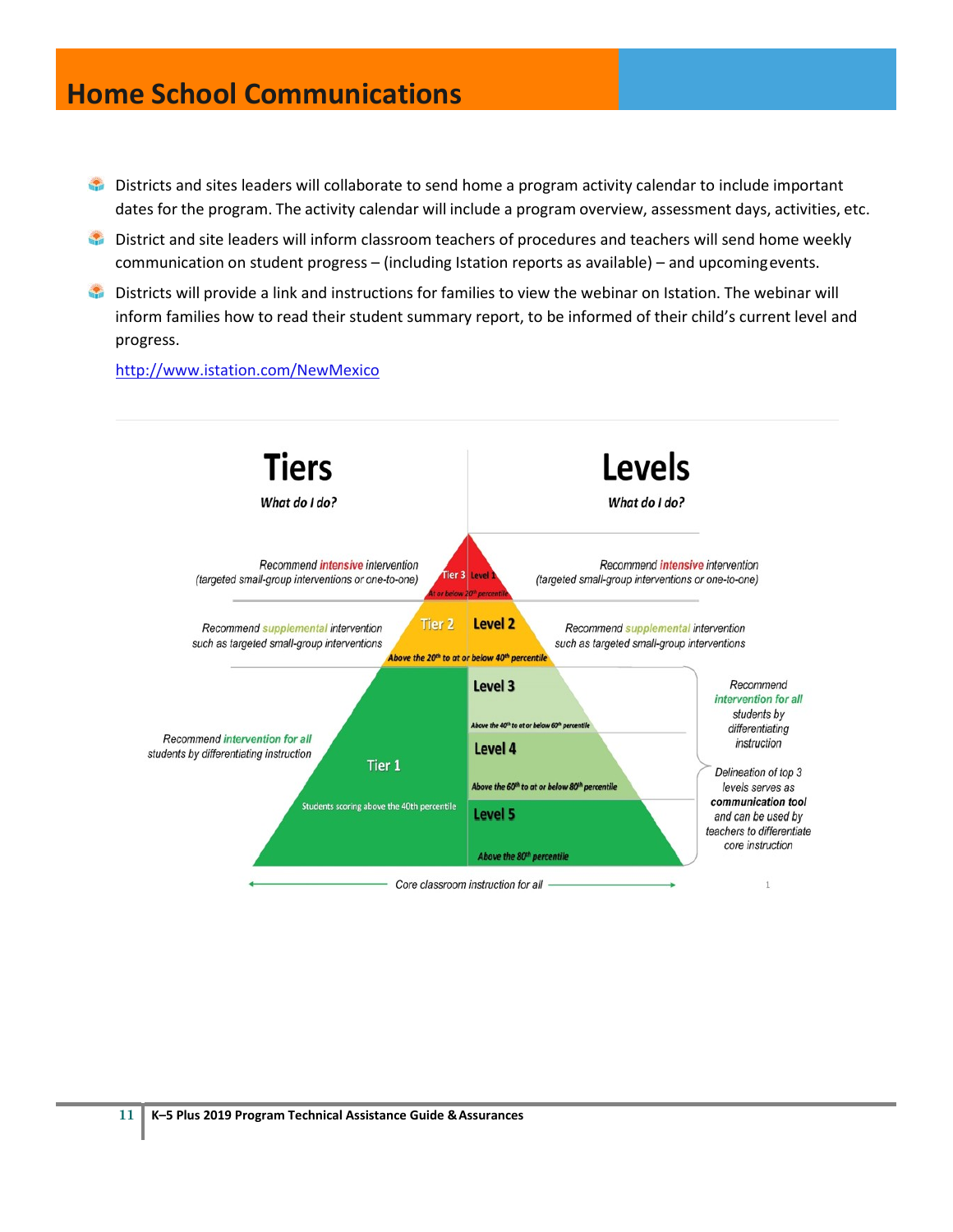# Home School Communications

- Districts and sites leaders will collaborate to send home a program activity calendar to include important dates for the program. The activity calendar will include a program overview, assessment days, activities, etc.
- District and site leaders will inform classroom teachers of procedures and teachers will send home weekly communication on student progress – (including Istation reports as available) – and upcoming events.
- Districts will provide a link and instructions for families to view the webinar on Istation. The webinar will inform families how to read their student summary report, to be informed of their child's current level and progress.

http://www.istation.com/NewMexico

| Tiers<br>*What do I do?* | Tier | Level | Levels<br>*What do I do?* |
|---|---|---|---|
| Recommend **intensive** intervention (targeted small-group interventions or one-to-one) | Tier 3 | Level 1<br>At or below 20th percentile | Recommend **intensive** intervention (targeted small-group interventions or one-to-one) |
| Recommend **supplemental** intervention such as targeted small-group interventions | Tier 2 | Level 2<br>Above the 20th to at or below 40th percentile | Recommend **supplemental** intervention such as targeted small-group interventions |
| Recommend **intervention for all** students by differentiating instruction | Tier 1<br>Students scoring above the 40th percentile | Level 3<br>Above the 40th to at or below 60th percentile | Recommend **intervention for all** students by differentiating instruction |
| | | Level 4<br>Above the 60th to at or below 80th percentile | Delineation of top 3 levels serves as **communication tool** and can be used by teachers to differentiate core instruction |
| | | Level 5<br>Above the 80th percentile | |

Core classroom instruction for all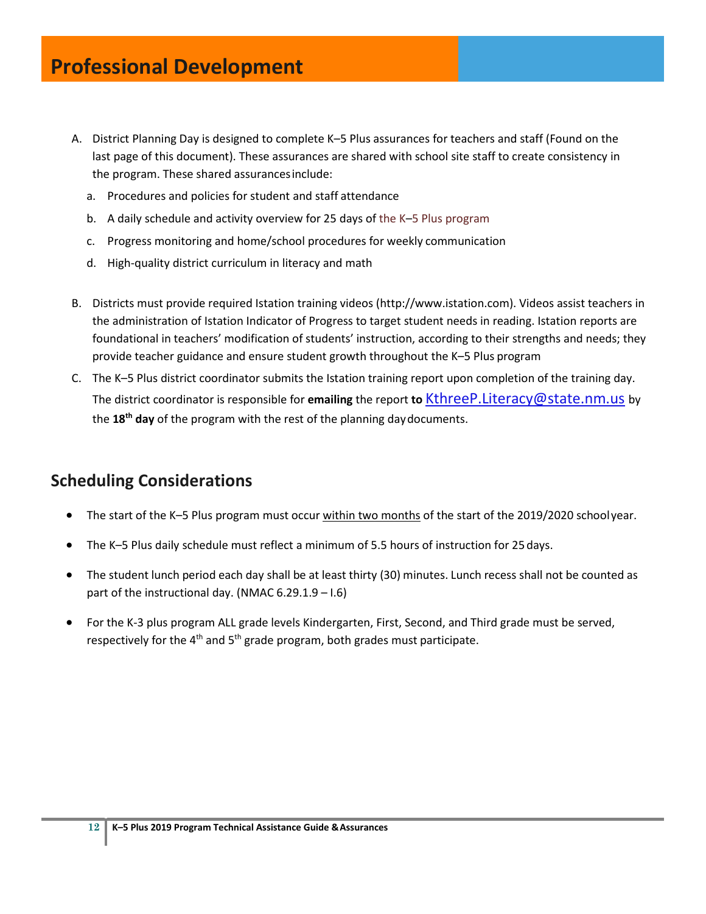# Professional Development

A. District Planning Day is designed to complete K–5 Plus assurances for teachers and staff (Found on the last page of this document). These assurances are shared with school site staff to create consistency in the program. These shared assurances include:

   a. Procedures and policies for student and staff attendance

   b. A daily schedule and activity overview for 25 days of the K–5 Plus program

   c. Progress monitoring and home/school procedures for weekly communication

   d. High-quality district curriculum in literacy and math

B. Districts must provide required Istation training videos (http://www.istation.com). Videos assist teachers in the administration of Istation Indicator of Progress to target student needs in reading. Istation reports are foundational in teachers' modification of students' instruction, according to their strengths and needs; they provide teacher guidance and ensure student growth throughout the K–5 Plus program

C. The K–5 Plus district coordinator submits the Istation training report upon completion of the training day. The district coordinator is responsible for **emailing** the report **to** KthreeP.Literacy@state.nm.us by the **18th day** of the program with the rest of the planning day documents.

## Scheduling Considerations

- The start of the K–5 Plus program must occur within two months of the start of the 2019/2020 school year.
- The K–5 Plus daily schedule must reflect a minimum of 5.5 hours of instruction for 25 days.
- The student lunch period each day shall be at least thirty (30) minutes. Lunch recess shall not be counted as part of the instructional day. (NMAC 6.29.1.9 – I.6)
- For the K-3 plus program ALL grade levels Kindergarten, First, Second, and Third grade must be served, respectively for the 4th and 5th grade program, both grades must participate.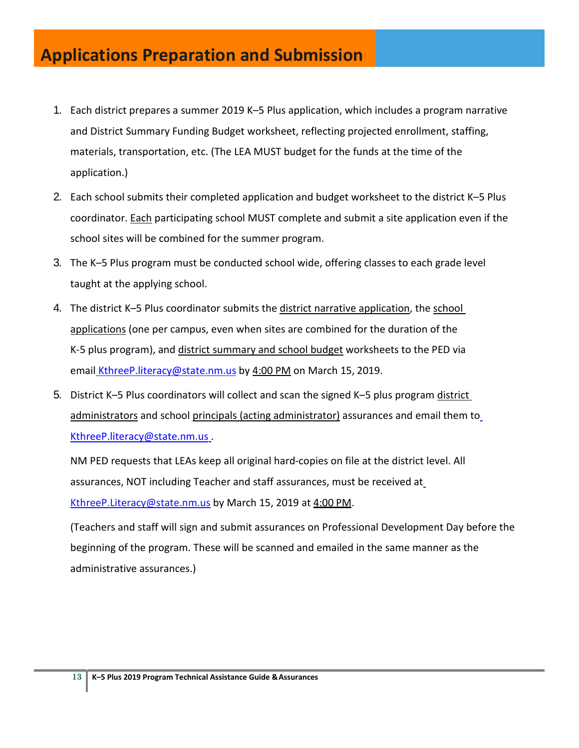# Applications Preparation and Submission

1. Each district prepares a summer 2019 K–5 Plus application, which includes a program narrative and District Summary Funding Budget worksheet, reflecting projected enrollment, staffing, materials, transportation, etc. (The LEA MUST budget for the funds at the time of the application.)

2. Each school submits their completed application and budget worksheet to the district K–5 Plus coordinator. <u>Each</u> participating school MUST complete and submit a site application even if the school sites will be combined for the summer program.

3. The K–5 Plus program must be conducted school wide, offering classes to each grade level taught at the applying school.

4. The district K–5 Plus coordinator submits the <u>district narrative application</u>, the <u>school applications</u> (one per campus, even when sites are combined for the duration of the K-5 plus program), and <u>district summary and school budget</u> worksheets to the PED via email KthreeP.literacy@state.nm.us by <u>4:00 PM</u> on March 15, 2019.

5. District K–5 Plus coordinators will collect and scan the signed K–5 plus program <u>district administrators</u> and school <u>principals (acting administrator)</u> assurances and email them to KthreeP.literacy@state.nm.us .

   NM PED requests that LEAs keep all original hard-copies on file at the district level. All assurances, NOT including Teacher and staff assurances, must be received at KthreeP.Literacy@state.nm.us by March 15, 2019 at <u>4:00 PM</u>.

   (Teachers and staff will sign and submit assurances on Professional Development Day before the beginning of the program. These will be scanned and emailed in the same manner as the administrative assurances.)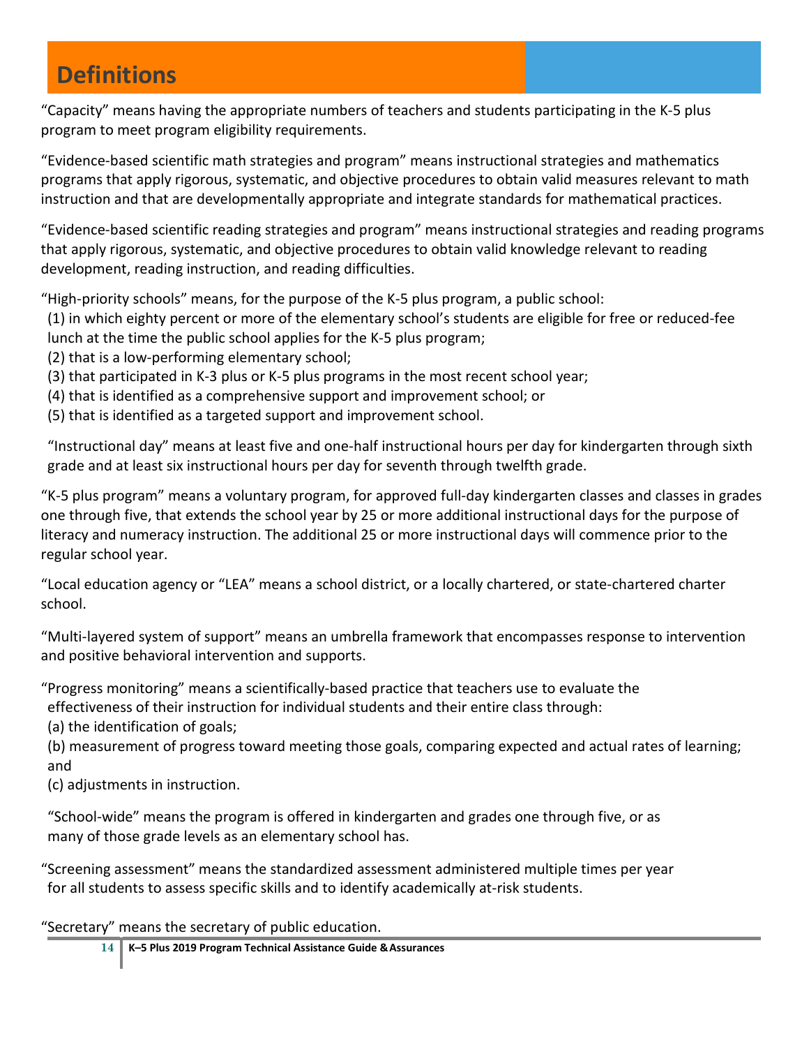# Definitions

"Capacity" means having the appropriate numbers of teachers and students participating in the K-5 plus program to meet program eligibility requirements.

"Evidence-based scientific math strategies and program" means instructional strategies and mathematics programs that apply rigorous, systematic, and objective procedures to obtain valid measures relevant to math instruction and that are developmentally appropriate and integrate standards for mathematical practices.

"Evidence-based scientific reading strategies and program" means instructional strategies and reading programs that apply rigorous, systematic, and objective procedures to obtain valid knowledge relevant to reading development, reading instruction, and reading difficulties.

"High-priority schools" means, for the purpose of the K-5 plus program, a public school:
(1) in which eighty percent or more of the elementary school's students are eligible for free or reduced-fee lunch at the time the public school applies for the K-5 plus program;
(2) that is a low-performing elementary school;
(3) that participated in K-3 plus or K-5 plus programs in the most recent school year;
(4) that is identified as a comprehensive support and improvement school; or
(5) that is identified as a targeted support and improvement school.

"Instructional day" means at least five and one-half instructional hours per day for kindergarten through sixth grade and at least six instructional hours per day for seventh through twelfth grade.

"K-5 plus program" means a voluntary program, for approved full-day kindergarten classes and classes in grades one through five, that extends the school year by 25 or more additional instructional days for the purpose of literacy and numeracy instruction. The additional 25 or more instructional days will commence prior to the regular school year.

"Local education agency or "LEA" means a school district, or a locally chartered, or state-chartered charter school.

"Multi-layered system of support" means an umbrella framework that encompasses response to intervention and positive behavioral intervention and supports.

"Progress monitoring" means a scientifically-based practice that teachers use to evaluate the effectiveness of their instruction for individual students and their entire class through:
(a) the identification of goals;
(b) measurement of progress toward meeting those goals, comparing expected and actual rates of learning; and
(c) adjustments in instruction.

"School-wide" means the program is offered in kindergarten and grades one through five, or as many of those grade levels as an elementary school has.

"Screening assessment" means the standardized assessment administered multiple times per year for all students to assess specific skills and to identify academically at-risk students.

"Secretary" means the secretary of public education.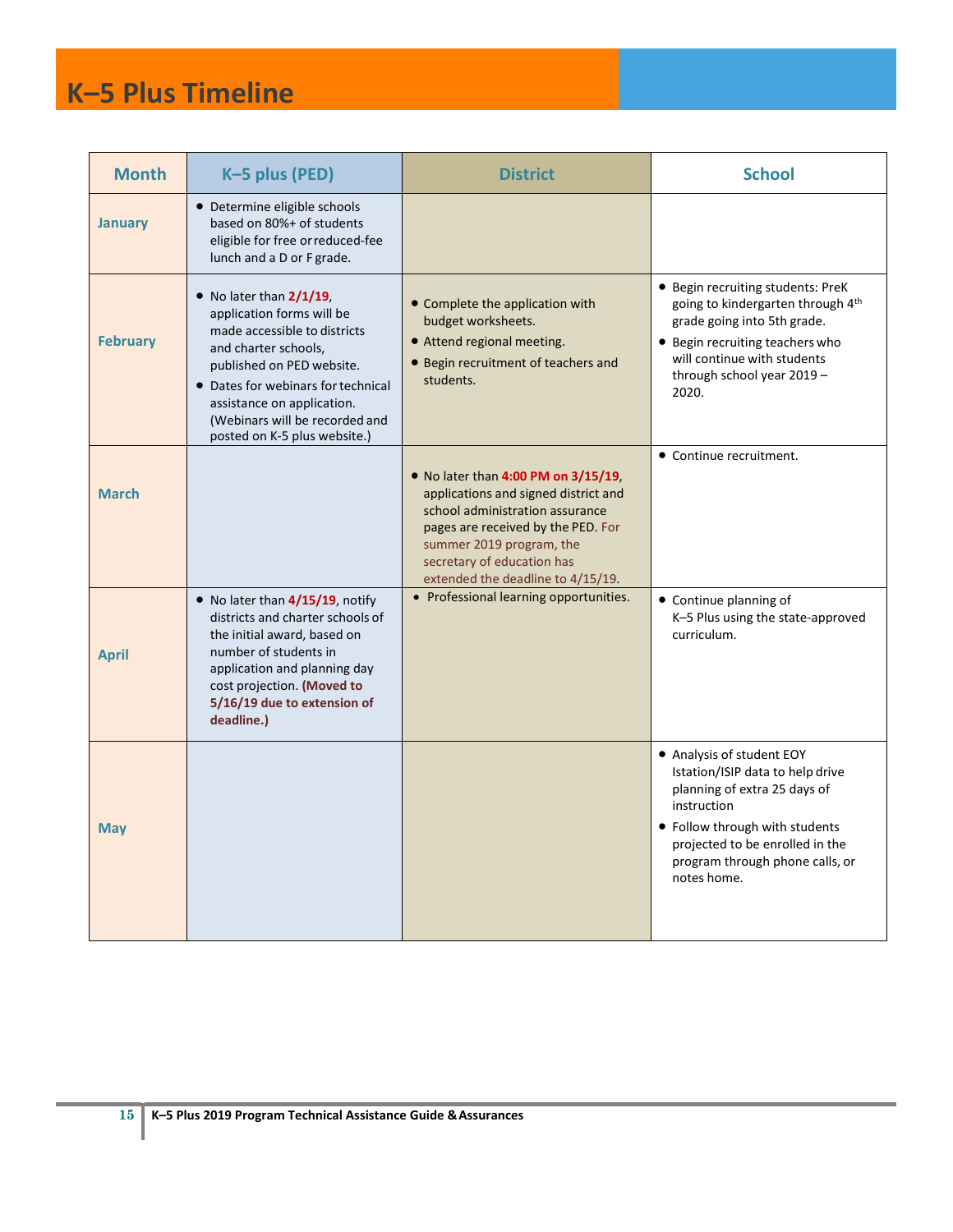# K–5 Plus Timeline

| Month | K–5 plus (PED) | District | School |
|---|---|---|---|
| January | • Determine eligible schools based on 80%+ of students eligible for free or reduced-fee lunch and a D or F grade. | | |
| February | • No later than **2/1/19**, application forms will be made accessible to districts and charter schools, published on PED website.<br>• Dates for webinars for technical assistance on application. (Webinars will be recorded and posted on K-5 plus website.) | • Complete the application with budget worksheets.<br>• Attend regional meeting.<br>• Begin recruitment of teachers and students. | • Begin recruiting students: PreK going to kindergarten through 4th grade going into 5th grade.<br>• Begin recruiting teachers who will continue with students through school year 2019 – 2020. |
| March | | • No later than **4:00 PM on 3/15/19**, applications and signed district and school administration assurance pages are received by the PED. For summer 2019 program, the secretary of education has extended the deadline to 4/15/19. | • Continue recruitment. |
| April | • No later than **4/15/19**, notify districts and charter schools of the initial award, based on number of students in application and planning day cost projection. **(Moved to 5/16/19 due to extension of deadline.)** | • Professional learning opportunities. | • Continue planning of K–5 Plus using the state-approved curriculum. |
| May | | | • Analysis of student EOY Istation/ISIP data to help drive planning of extra 25 days of instruction<br>• Follow through with students projected to be enrolled in the program through phone calls, or notes home. |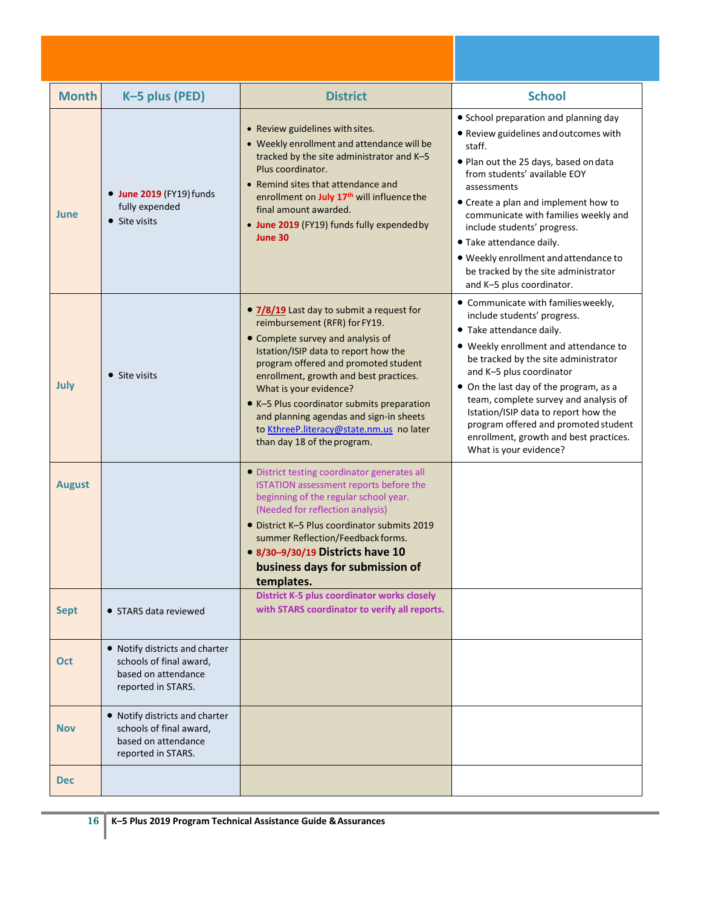| Month | K–5 plus (PED) | District | School |
|---|---|---|---|
| June | • **June 2019** (FY19) funds fully expended<br>• Site visits | • Review guidelines with sites.<br>• Weekly enrollment and attendance will be tracked by the site administrator and K–5 Plus coordinator.<br>• Remind sites that attendance and enrollment on **July 17th** will influence the final amount awarded.<br>• **June 2019** (FY19) funds fully expended by **June 30** | • School preparation and planning day<br>• Review guidelines and outcomes with staff.<br>• Plan out the 25 days, based on data from students' available EOY assessments<br>• Create a plan and implement how to communicate with families weekly and include students' progress.<br>• Take attendance daily.<br>• Weekly enrollment and attendance to be tracked by the site administrator and K–5 plus coordinator. |
| July | • Site visits | • **7/8/19** Last day to submit a request for reimbursement (RFR) for FY19.<br>• Complete survey and analysis of Istation/ISIP data to report how the program offered and promoted student enrollment, growth and best practices. What is your evidence?<br>• K–5 Plus coordinator submits preparation and planning agendas and sign-in sheets to KthreeP.literacy@state.nm.us no later than day 18 of the program. | • Communicate with families weekly, include students' progress.<br>• Take attendance daily.<br>• Weekly enrollment and attendance to be tracked by the site administrator and K–5 plus coordinator<br>• On the last day of the program, as a team, complete survey and analysis of Istation/ISIP data to report how the program offered and promoted student enrollment, growth and best practices. What is your evidence? |
| August | | • District testing coordinator generates all ISTATION assessment reports before the beginning of the regular school year. (Needed for reflection analysis)<br>• District K–5 Plus coordinator submits 2019 summer Reflection/Feedback forms.<br>• **8/30–9/30/19 Districts have 10 business days for submission of templates.** | |
| Sept | • STARS data reviewed | **District K-5 plus coordinator works closely with STARS coordinator to verify all reports.** | |
| Oct | • Notify districts and charter schools of final award, based on attendance reported in STARS. | | |
| Nov | • Notify districts and charter schools of final award, based on attendance reported in STARS. | | |
| Dec | | | |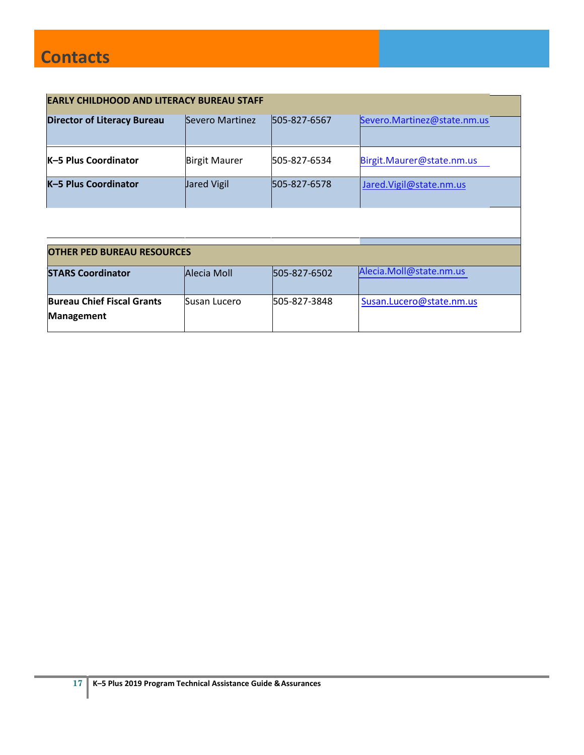# Contacts

| EARLY CHILDHOOD AND LITERACY BUREAU STAFF | | | |
|---|---|---|---|
| **Director of Literacy Bureau** | Severo Martinez | 505-827-6567 | Severo.Martinez@state.nm.us |
| **K–5 Plus Coordinator** | Birgit Maurer | 505-827-6534 | Birgit.Maurer@state.nm.us |
| **K–5 Plus Coordinator** | Jared Vigil | 505-827-6578 | Jared.Vigil@state.nm.us |

| OTHER PED BUREAU RESOURCES | | | |
|---|---|---|---|
| **STARS Coordinator** | Alecia Moll | 505-827-6502 | Alecia.Moll@state.nm.us |
| **Bureau Chief Fiscal Grants Management** | Susan Lucero | 505-827-3848 | Susan.Lucero@state.nm.us |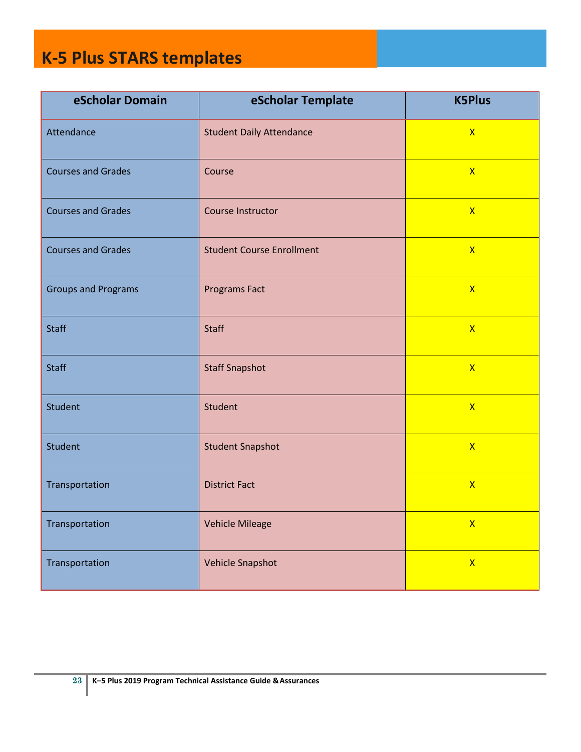# K-5 Plus STARS templates

| eScholar Domain | eScholar Template | K5Plus |
|---|---|---|
| Attendance | Student Daily Attendance | X |
| Courses and Grades | Course | X |
| Courses and Grades | Course Instructor | X |
| Courses and Grades | Student Course Enrollment | X |
| Groups and Programs | Programs Fact | X |
| Staff | Staff | X |
| Staff | Staff Snapshot | X |
| Student | Student | X |
| Student | Student Snapshot | X |
| Transportation | District Fact | X |
| Transportation | Vehicle Mileage | X |
| Transportation | Vehicle Snapshot | X |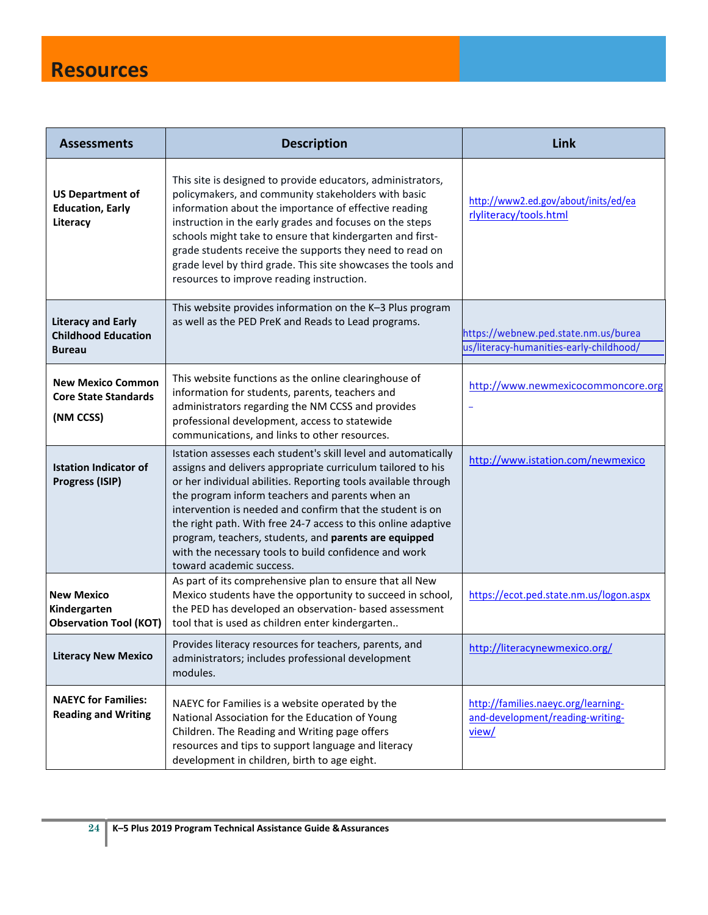# Resources

| Assessments | Description | Link |
| --- | --- | --- |
| **US Department of Education, Early Literacy** | This site is designed to provide educators, administrators, policymakers, and community stakeholders with basic information about the importance of effective reading instruction in the early grades and focuses on the steps schools might take to ensure that kindergarten and first-grade students receive the supports they need to read on grade level by third grade. This site showcases the tools and resources to improve reading instruction. | http://www2.ed.gov/about/inits/ed/earlyliteracy/tools.html |
| **Literacy and Early Childhood Education Bureau** | This website provides information on the K–3 Plus program as well as the PED PreK and Reads to Lead programs. | https://webnew.ped.state.nm.us/bureaus/literacy-humanities-early-childhood/ |
| **New Mexico Common Core State Standards (NM CCSS)** | This website functions as the online clearinghouse of information for students, parents, teachers and administrators regarding the NM CCSS and provides professional development, access to statewide communications, and links to other resources. | http://www.newmexicocommoncore.org |
| **Istation Indicator of Progress (ISIP)** | Istation assesses each student's skill level and automatically assigns and delivers appropriate curriculum tailored to his or her individual abilities. Reporting tools available through the program inform teachers and parents when an intervention is needed and confirm that the student is on the right path. With free 24-7 access to this online adaptive program, teachers, students, and **parents are equipped** with the necessary tools to build confidence and work toward academic success. | http://www.istation.com/newmexico |
| **New Mexico Kindergarten Observation Tool (KOT)** | As part of its comprehensive plan to ensure that all New Mexico students have the opportunity to succeed in school, the PED has developed an observation- based assessment tool that is used as children enter kindergarten.. | https://ecot.ped.state.nm.us/logon.aspx |
| **Literacy New Mexico** | Provides literacy resources for teachers, parents, and administrators; includes professional development modules. | http://literacynewmexico.org/ |
| **NAEYC for Families: Reading and Writing** | NAEYC for Families is a website operated by the National Association for the Education of Young Children. The Reading and Writing page offers resources and tips to support language and literacy development in children, birth to age eight. | http://families.naeyc.org/learning-and-development/reading-writing-view/ |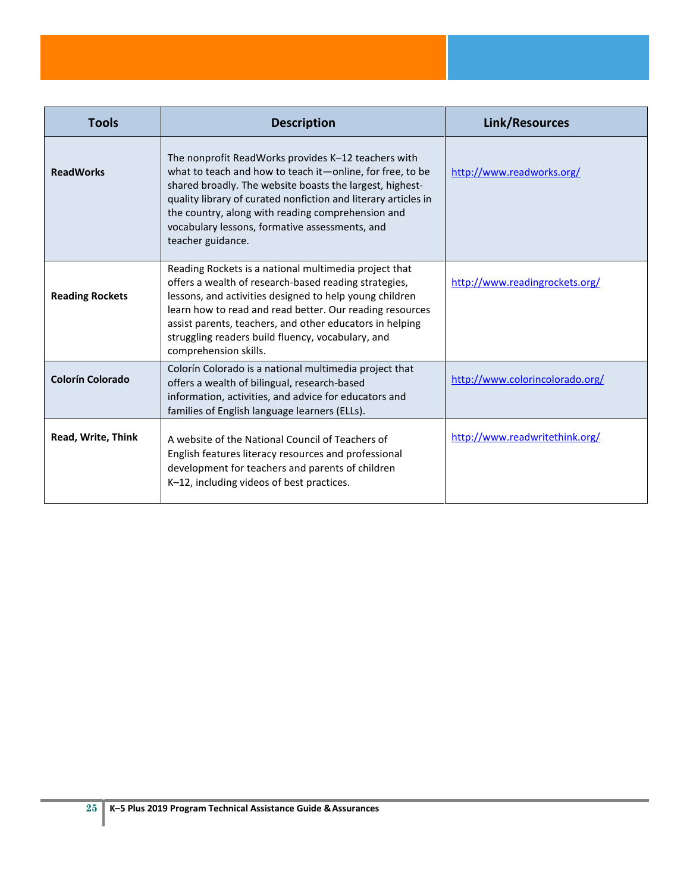| Tools | Description | Link/Resources |
|---|---|---|
| **ReadWorks** | The nonprofit ReadWorks provides K–12 teachers with what to teach and how to teach it—online, for free, to be shared broadly. The website boasts the largest, highest-quality library of curated nonfiction and literary articles in the country, along with reading comprehension and vocabulary lessons, formative assessments, and teacher guidance. | http://www.readworks.org/ |
| **Reading Rockets** | Reading Rockets is a national multimedia project that offers a wealth of research-based reading strategies, lessons, and activities designed to help young children learn how to read and read better. Our reading resources assist parents, teachers, and other educators in helping struggling readers build fluency, vocabulary, and comprehension skills. | http://www.readingrockets.org/ |
| **Colorín Colorado** | Colorín Colorado is a national multimedia project that offers a wealth of bilingual, research-based information, activities, and advice for educators and families of English language learners (ELLs). | http://www.colorincolorado.org/ |
| **Read, Write, Think** | A website of the National Council of Teachers of English features literacy resources and professional development for teachers and parents of children K–12, including videos of best practices. | http://www.readwritethink.org/ |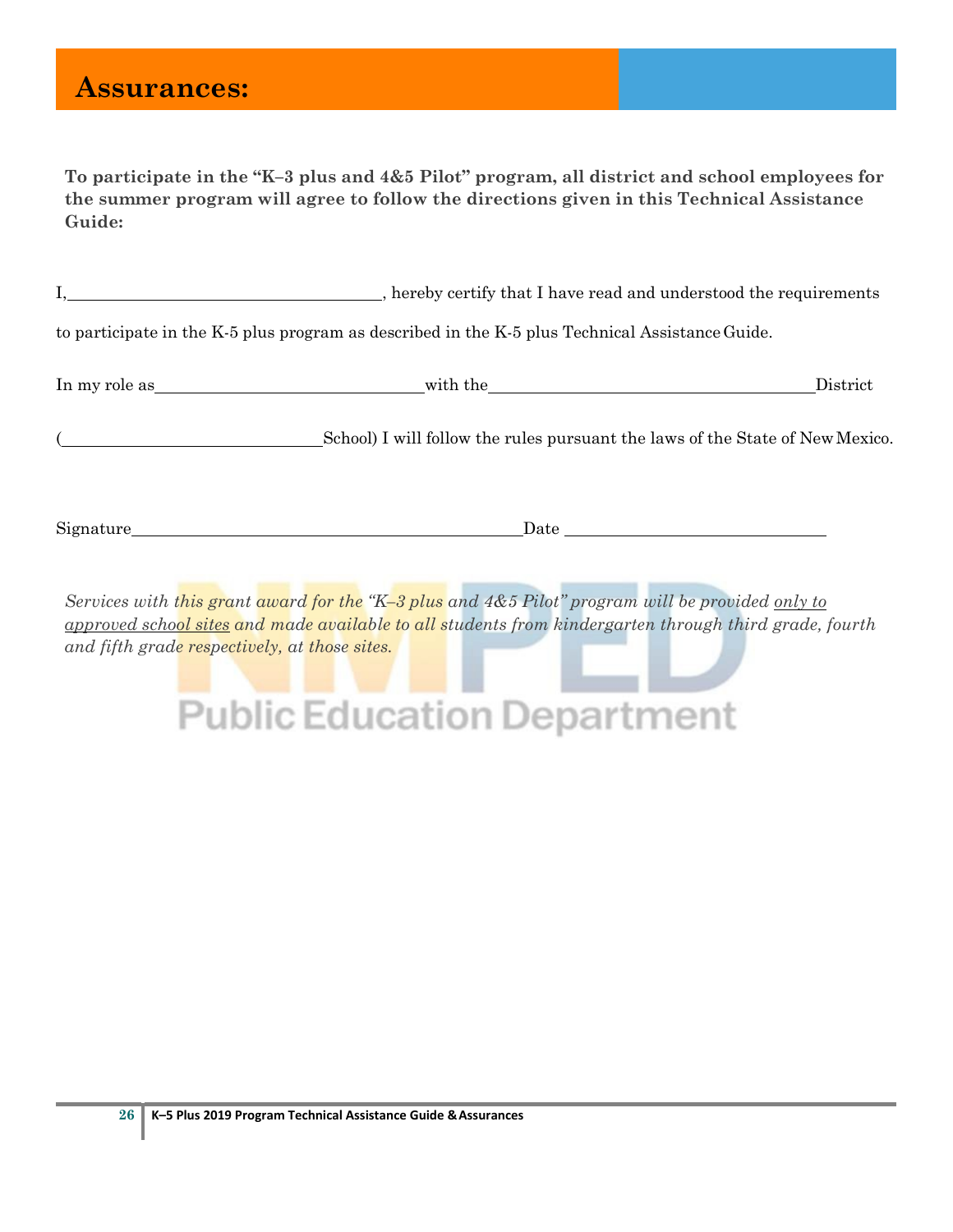# Assurances:

**To participate in the "K–3 plus and 4&5 Pilot" program, all district and school employees for the summer program will agree to follow the directions given in this Technical Assistance Guide:**

I,_____________________________________, hereby certify that I have read and understood the requirements to participate in the K-5 plus program as described in the K-5 plus Technical Assistance Guide.

In my role as_______________________________with the______________________________________District (______________________________School) I will follow the rules pursuant the laws of the State of New Mexico.

Signature_______________________________________________Date ______________________________

*Services with this grant award for the "K–3 plus and 4&5 Pilot" program will be provided only to approved school sites and made available to all students from kindergarten through third grade, fourth and fifth grade respectively, at those sites.*